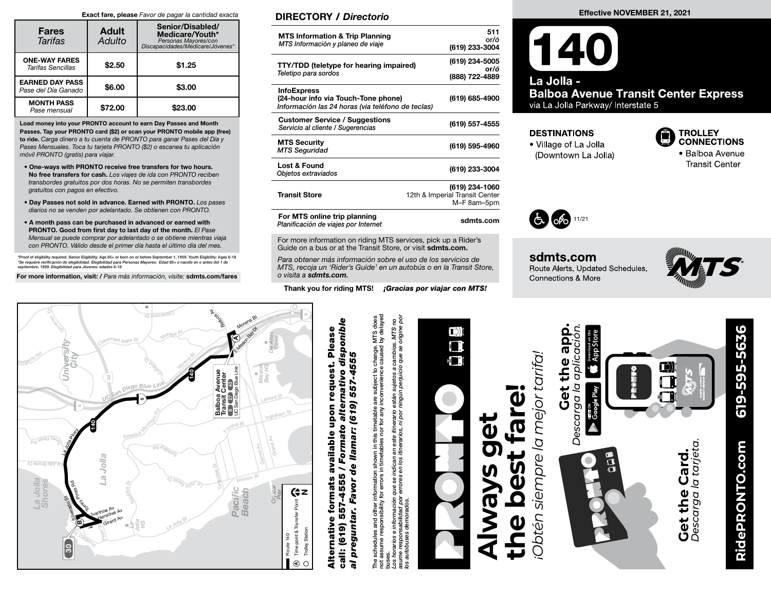Exact fare, please *Favor de pagar la cantidad exacta*

| Fares *Tarifas* | Adult *Adulto* | Senior/Disabled/ Medicare/Youth* *Personas Mayores/con Discapacidades/Medicare/Jóvenes** |
|---|---|---|
| ONE-WAY FARES *Tarifas Sencillas* | $2.50 | $1.25 |
| EARNED DAY PASS *Pase del Día Ganado* | $6.00 | $3.00 |
| MONTH PASS *Pase mensual* | $72.00 | $23.00 |

**Load money into your PRONTO account to earn Day Passes and Month Passes. Tap your PRONTO card ($2) or scan your PRONTO mobile app (free) to ride.** *Carga dinero a tu cuenta de PRONTO para ganar Pases del Día y Pases Mensuales. Toca tu tarjeta PRONTO ($2) o escanea tu aplicación móvil PRONTO (gratis) para viajar.*

- **One-ways with PRONTO receive free transfers for two hours. No free transfers for cash.** *Los viajes de ida con PRONTO reciben transbordes gratuitos por dos horas. No se permiten transbordes gratuitos con pagos en efectivo.*
- **Day Passes not sold in advance. Earned with PRONTO.** *Los pases diarios no se venden por adelantado. Se obtienen con PRONTO.*
- **A month pass can be purchased in advanced or earned with PRONTO. Good from first day to last day of the month.** *El Pase Mensual se puede comprar por adelantado o se obtiene mientras viaja con PRONTO. Válido desde el primer día hasta el último día del mes.*

*Proof of eligibility required. Senior Eligibility: Age 65+ or born on or before September 1, 1959. Youth Eligibility: Ages 6-18
*Se requiere verificación de elegibilidad. Elegibilidad para Personas Mayores: Edad 65+ o nacido en o antes del 1 de septiembre, 1959. Elegibilidad para Jóvenes: edades 6-18*

**For more information, visit: /** *Para más información, visite:* **sdmts.com/fares**

## DIRECTORY / *Directorio*

| | |
|---|---|
| **MTS Information & Trip Planning** *MTS Información y planeo de viaje* | **511** or/ó **(619) 233-3004** |
| **TTY/TDD (teletype for hearing impaired)** *Teletipo para sordos* | **(619) 234-5005** or/ó **(888) 722-4889** |
| **InfoExpress (24-hour info via Touch-Tone phone)** *Información las 24 horas (via teléfono de teclas)* | **(619) 685-4900** |
| **Customer Service / Suggestions** *Servicio al cliente / Sugerencias* | **(619) 557-4555** |
| **MTS Security** *MTS Seguridad* | **(619) 595-4960** |
| **Lost & Found** *Objetos extraviados* | **(619) 233-3004** |
| **Transit Store** | **(619) 234-1060** 12th & Imperial Transit Center M–F 8am–5pm |
| **For MTS online trip planning** *Planificación de viajes por Internet* | **sdmts.com** |

For more information on riding MTS services, pick up a Rider's Guide on a bus or at the Transit Store, or visit **sdmts.com.**

*Para obtener más información sobre el uso de los servicios de MTS, recoja un 'Rider's Guide' en un autobús o en la Transit Store, o visita a* ***sdmts.com.***

**Thank you for riding MTS!** ***¡Gracias por viajar con MTS!***

**Effective NOVEMBER 21, 2021**

# 140

## La Jolla - Balboa Avenue Transit Center Express

via La Jolla Parkway/ Interstate 5

**DESTINATIONS**
- Village of La Jolla (Downtown La Jolla)

**TROLLEY CONNECTIONS**
- Balboa Avenue Transit Center

11/21

**sdmts.com**
Route Alerts, Updated Schedules, Connections & More

Route 140 — Ⓐ Time point & Transfer Point — Trolley Station

**Alternative formats available upon request. Please call: (619) 557-4555 /** ***Formato alternativo disponible al preguntar. Favor de llamar: (619) 557-4555***

The schedules and other information shown in this timetable are subject to change. MTS does not assume responsibility for errors in timetables nor for any inconvenience caused by delayed buses.
*Los horarios e información que se indican en este itinerario están sujetos a cambios. MTS no asume responsabilidad por errores en los itinerarios, ni por ningún perjuicio que se origine por los autobuses demorados.*

# PRONTO

## Always get the best fare!
*¡Obtén siempre la mejor tarifa!*

**Get the app.** *Descarga la aplicación.*

**Get the Card.** *Descarga la tarjeta.*

**RidePRONTO.com 619-595-5636**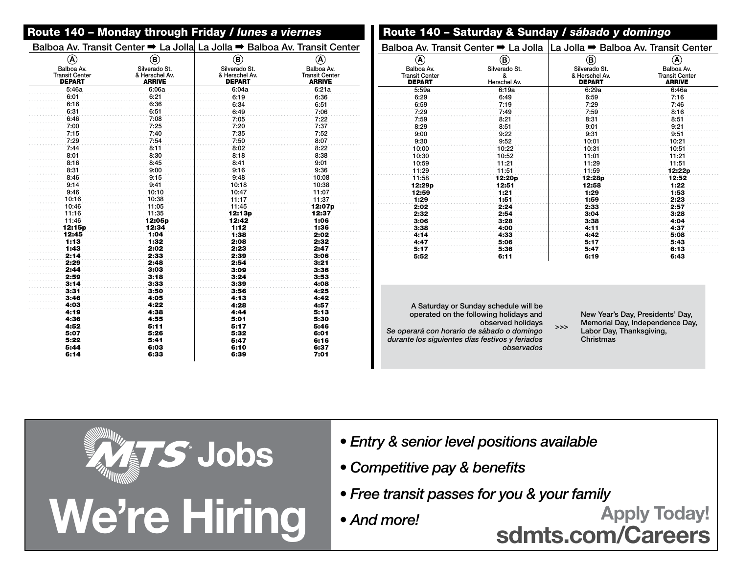## Route 140 – Monday through Friday / *lunes a viernes*

| Balboa Av. Transit Center ➡ La Jolla | | La Jolla ➡ Balboa Av. Transit Center | |
|---|---|---|---|
| (A) Balboa Av. Transit Center DEPART | (B) Silverado St. & Herschel Av. ARRIVE | (B) Silverado St. & Herschel Av. DEPART | (A) Balboa Av. Transit Center ARRIVE |
| 5:46a | 6:06a | 6:04a | 6:21a |
| 6:01 | 6:21 | 6:19 | 6:36 |
| 6:16 | 6:36 | 6:34 | 6:51 |
| 6:31 | 6:51 | 6:49 | 7:06 |
| 6:46 | 7:08 | 7:05 | 7:22 |
| 7:00 | 7:25 | 7:20 | 7:37 |
| 7:15 | 7:40 | 7:35 | 7:52 |
| 7:29 | 7:54 | 7:50 | 8:07 |
| 7:44 | 8:11 | 8:02 | 8:22 |
| 8:01 | 8:30 | 8:18 | 8:38 |
| 8:16 | 8:45 | 8:41 | 9:01 |
| 8:31 | 9:00 | 9:16 | 9:36 |
| 8:46 | 9:15 | 9:48 | 10:08 |
| 9:14 | 9:41 | 10:18 | 10:38 |
| 9:46 | 10:10 | 10:47 | 11:07 |
| 10:16 | 10:38 | 11:17 | 11:37 |
| 10:46 | 11:05 | 11:45 | **12:07p** |
| 11:16 | 11:35 | **12:13p** | **12:37** |
| 11:46 | **12:05p** | **12:42** | **1:06** |
| **12:15p** | **12:34** | **1:12** | **1:36** |
| **12:45** | **1:04** | **1:38** | **2:02** |
| **1:13** | **1:32** | **2:08** | **2:32** |
| **1:43** | **2:02** | **2:23** | **2:47** |
| **2:14** | **2:33** | **2:39** | **3:06** |
| **2:29** | **2:48** | **2:54** | **3:21** |
| **2:44** | **3:03** | **3:09** | **3:36** |
| **2:59** | **3:18** | **3:24** | **3:53** |
| **3:14** | **3:33** | **3:39** | **4:08** |
| **3:31** | **3:50** | **3:56** | **4:25** |
| **3:46** | **4:05** | **4:13** | **4:42** |
| **4:03** | **4:22** | **4:28** | **4:57** |
| **4:19** | **4:38** | **4:44** | **5:13** |
| **4:36** | **4:55** | **5:01** | **5:30** |
| **4:52** | **5:11** | **5:17** | **5:46** |
| **5:07** | **5:26** | **5:32** | **6:01** |
| **5:22** | **5:41** | **5:47** | **6:16** |
| **5:44** | **6:03** | **6:10** | **6:37** |
| **6:14** | **6:33** | **6:39** | **7:01** |

## Route 140 – Saturday & Sunday / *sábado y domingo*

| Balboa Av. Transit Center ➡ La Jolla | | La Jolla ➡ Balboa Av. Transit Center | |
|---|---|---|---|
| (A) Balboa Av. Transit Center DEPART | (B) Silverado St. & Herschel Av. | (B) Silverado St. & Herschel Av. DEPART | (A) Balboa Av. Transit Center ARRIVE |
| 5:59a | 6:19a | 6:29a | 6:46a |
| 6:29 | 6:49 | 6:59 | 7:16 |
| 6:59 | 7:19 | 7:29 | 7:46 |
| 7:29 | 7:49 | 7:59 | 8:16 |
| 7:59 | 8:21 | 8:31 | 8:51 |
| 8:29 | 8:51 | 9:01 | 9:21 |
| 9:00 | 9:22 | 9:31 | 9:51 |
| 9:30 | 9:52 | 10:01 | 10:21 |
| 10:00 | 10:22 | 10:31 | 10:51 |
| 10:30 | 10:52 | 11:01 | 11:21 |
| 10:59 | 11:21 | 11:29 | 11:51 |
| 11:29 | 11:51 | 11:59 | **12:22p** |
| 11:58 | **12:20p** | **12:28p** | **12:52** |
| **12:29p** | **12:51** | **12:58** | **1:22** |
| **12:59** | **1:21** | **1:29** | **1:53** |
| **1:29** | **1:51** | **1:59** | **2:23** |
| **2:02** | **2:24** | **2:33** | **2:57** |
| **2:32** | **2:54** | **3:04** | **3:28** |
| **3:06** | **3:28** | **3:38** | **4:04** |
| **3:38** | **4:00** | **4:11** | **4:37** |
| **4:14** | **4:33** | **4:42** | **5:08** |
| **4:47** | **5:06** | **5:17** | **5:43** |
| **5:17** | **5:36** | **5:47** | **6:13** |
| **5:52** | **6:11** | **6:19** | **6:43** |

A Saturday or Sunday schedule will be operated on the following holidays and observed holidays
*Se operará con horario de sábado o domingo durante los siguientes días festivos y feriados observados*
>>> New Year's Day, Presidents' Day, Memorial Day, Independence Day, Labor Day, Thanksgiving, Christmas

**MTS Jobs**

# We're Hiring

- *Entry & senior level positions available*
- *Competitive pay & benefits*
- *Free transit passes for you & your family*
- *And more!*

**Apply Today!**
**sdmts.com/Careers**